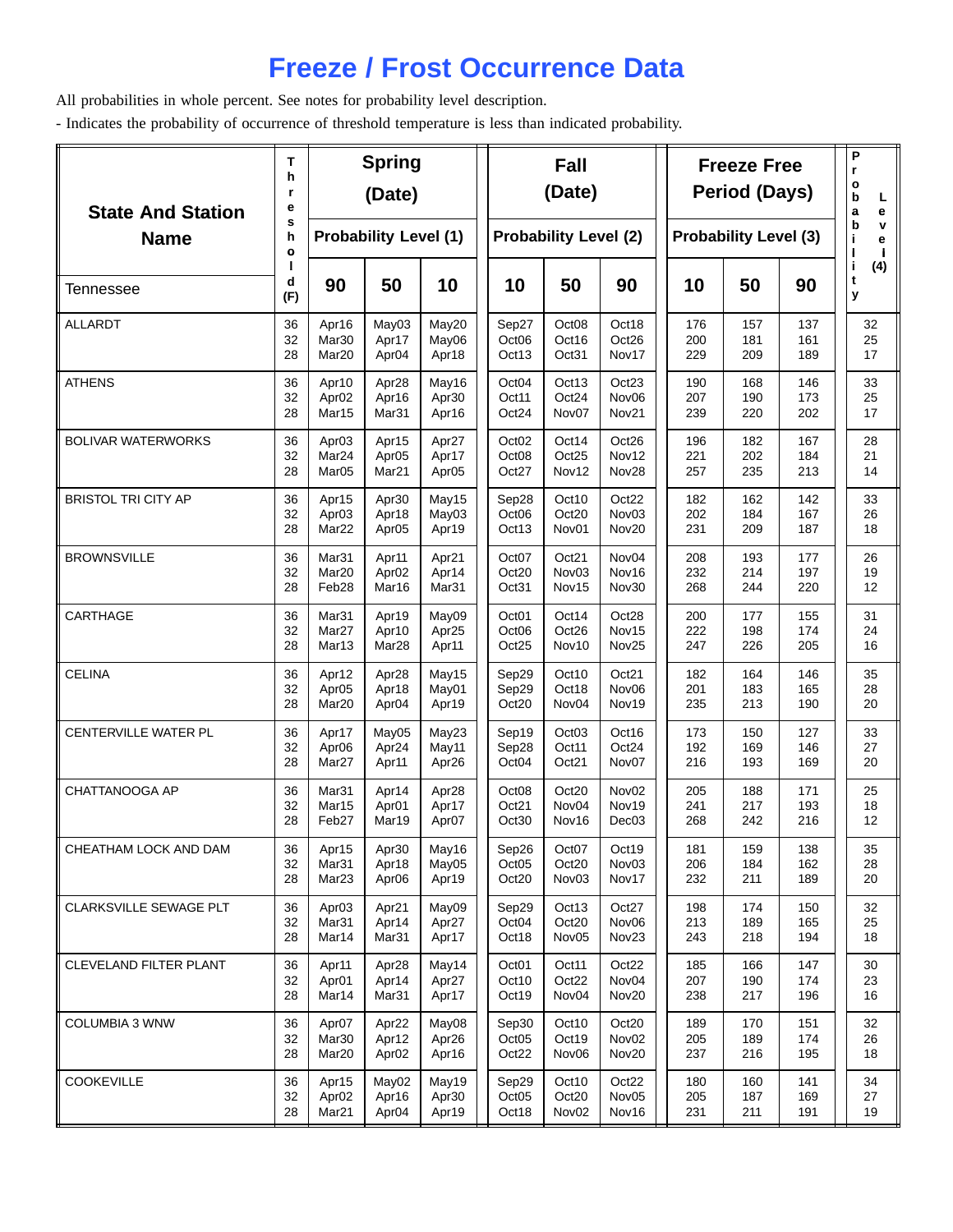# Freeze / Frost Occurrence Data

All probabilities in whole percent. See notes for probability level description.

- Indicates the probability of occurrence of threshold temperature is less than indicated probability.

| State And Station Name | Threshold (F) | Spring (Date) | | | Fall (Date) | | | Freeze Free Period (Days) | | | Probability Level (4) |
|---|---|---|---|---|---|---|---|---|---|---|---|
| | | Probability Level (1) | | | Probability Level (2) | | | Probability Level (3) | | | |
| Tennessee | | 90 | 50 | 10 | 10 | 50 | 90 | 10 | 50 | 90 | |
| ALLARDT | 36 | Apr16 | May03 | May20 | Sep27 | Oct08 | Oct18 | 176 | 157 | 137 | 32 |
| | 32 | Mar30 | Apr17 | May06 | Oct06 | Oct16 | Oct26 | 200 | 181 | 161 | 25 |
| | 28 | Mar20 | Apr04 | Apr18 | Oct13 | Oct31 | Nov17 | 229 | 209 | 189 | 17 |
| ATHENS | 36 | Apr10 | Apr28 | May16 | Oct04 | Oct13 | Oct23 | 190 | 168 | 146 | 33 |
| | 32 | Apr02 | Apr16 | Apr30 | Oct11 | Oct24 | Nov06 | 207 | 190 | 173 | 25 |
| | 28 | Mar15 | Mar31 | Apr16 | Oct24 | Nov07 | Nov21 | 239 | 220 | 202 | 17 |
| BOLIVAR WATERWORKS | 36 | Apr03 | Apr15 | Apr27 | Oct02 | Oct14 | Oct26 | 196 | 182 | 167 | 28 |
| | 32 | Mar24 | Apr05 | Apr17 | Oct08 | Oct25 | Nov12 | 221 | 202 | 184 | 21 |
| | 28 | Mar05 | Mar21 | Apr05 | Oct27 | Nov12 | Nov28 | 257 | 235 | 213 | 14 |
| BRISTOL TRI CITY AP | 36 | Apr15 | Apr30 | May15 | Sep28 | Oct10 | Oct22 | 182 | 162 | 142 | 33 |
| | 32 | Apr03 | Apr18 | May03 | Oct06 | Oct20 | Nov03 | 202 | 184 | 167 | 26 |
| | 28 | Mar22 | Apr05 | Apr19 | Oct13 | Nov01 | Nov20 | 231 | 209 | 187 | 18 |
| BROWNSVILLE | 36 | Mar31 | Apr11 | Apr21 | Oct07 | Oct21 | Nov04 | 208 | 193 | 177 | 26 |
| | 32 | Mar20 | Apr02 | Apr14 | Oct20 | Nov03 | Nov16 | 232 | 214 | 197 | 19 |
| | 28 | Feb28 | Mar16 | Mar31 | Oct31 | Nov15 | Nov30 | 268 | 244 | 220 | 12 |
| CARTHAGE | 36 | Mar31 | Apr19 | May09 | Oct01 | Oct14 | Oct28 | 200 | 177 | 155 | 31 |
| | 32 | Mar27 | Apr10 | Apr25 | Oct06 | Oct26 | Nov15 | 222 | 198 | 174 | 24 |
| | 28 | Mar13 | Mar28 | Apr11 | Oct25 | Nov10 | Nov25 | 247 | 226 | 205 | 16 |
| CELINA | 36 | Apr12 | Apr28 | May15 | Sep29 | Oct10 | Oct21 | 182 | 164 | 146 | 35 |
| | 32 | Apr05 | Apr18 | May01 | Sep29 | Oct18 | Nov06 | 201 | 183 | 165 | 28 |
| | 28 | Mar20 | Apr04 | Apr19 | Oct20 | Nov04 | Nov19 | 235 | 213 | 190 | 20 |
| CENTERVILLE WATER PL | 36 | Apr17 | May05 | May23 | Sep19 | Oct03 | Oct16 | 173 | 150 | 127 | 33 |
| | 32 | Apr06 | Apr24 | May11 | Sep28 | Oct11 | Oct24 | 192 | 169 | 146 | 27 |
| | 28 | Mar27 | Apr11 | Apr26 | Oct04 | Oct21 | Nov07 | 216 | 193 | 169 | 20 |
| CHATTANOOGA AP | 36 | Mar31 | Apr14 | Apr28 | Oct08 | Oct20 | Nov02 | 205 | 188 | 171 | 25 |
| | 32 | Mar15 | Apr01 | Apr17 | Oct21 | Nov04 | Nov19 | 241 | 217 | 193 | 18 |
| | 28 | Feb27 | Mar19 | Apr07 | Oct30 | Nov16 | Dec03 | 268 | 242 | 216 | 12 |
| CHEATHAM LOCK AND DAM | 36 | Apr15 | Apr30 | May16 | Sep26 | Oct07 | Oct19 | 181 | 159 | 138 | 35 |
| | 32 | Mar31 | Apr18 | May05 | Oct05 | Oct20 | Nov03 | 206 | 184 | 162 | 28 |
| | 28 | Mar23 | Apr06 | Apr19 | Oct20 | Nov03 | Nov17 | 232 | 211 | 189 | 20 |
| CLARKSVILLE SEWAGE PLT | 36 | Apr03 | Apr21 | May09 | Sep29 | Oct13 | Oct27 | 198 | 174 | 150 | 32 |
| | 32 | Mar31 | Apr14 | Apr27 | Oct04 | Oct20 | Nov06 | 213 | 189 | 165 | 25 |
| | 28 | Mar14 | Mar31 | Apr17 | Oct18 | Nov05 | Nov23 | 243 | 218 | 194 | 18 |
| CLEVELAND FILTER PLANT | 36 | Apr11 | Apr28 | May14 | Oct01 | Oct11 | Oct22 | 185 | 166 | 147 | 30 |
| | 32 | Apr01 | Apr14 | Apr27 | Oct10 | Oct22 | Nov04 | 207 | 190 | 174 | 23 |
| | 28 | Mar14 | Mar31 | Apr17 | Oct19 | Nov04 | Nov20 | 238 | 217 | 196 | 16 |
| COLUMBIA 3 WNW | 36 | Apr07 | Apr22 | May08 | Sep30 | Oct10 | Oct20 | 189 | 170 | 151 | 32 |
| | 32 | Mar30 | Apr12 | Apr26 | Oct05 | Oct19 | Nov02 | 205 | 189 | 174 | 26 |
| | 28 | Mar20 | Apr02 | Apr16 | Oct22 | Nov06 | Nov20 | 237 | 216 | 195 | 18 |
| COOKEVILLE | 36 | Apr15 | May02 | May19 | Sep29 | Oct10 | Oct22 | 180 | 160 | 141 | 34 |
| | 32 | Apr02 | Apr16 | Apr30 | Oct05 | Oct20 | Nov05 | 205 | 187 | 169 | 27 |
| | 28 | Mar21 | Apr04 | Apr19 | Oct18 | Nov02 | Nov16 | 231 | 211 | 191 | 19 |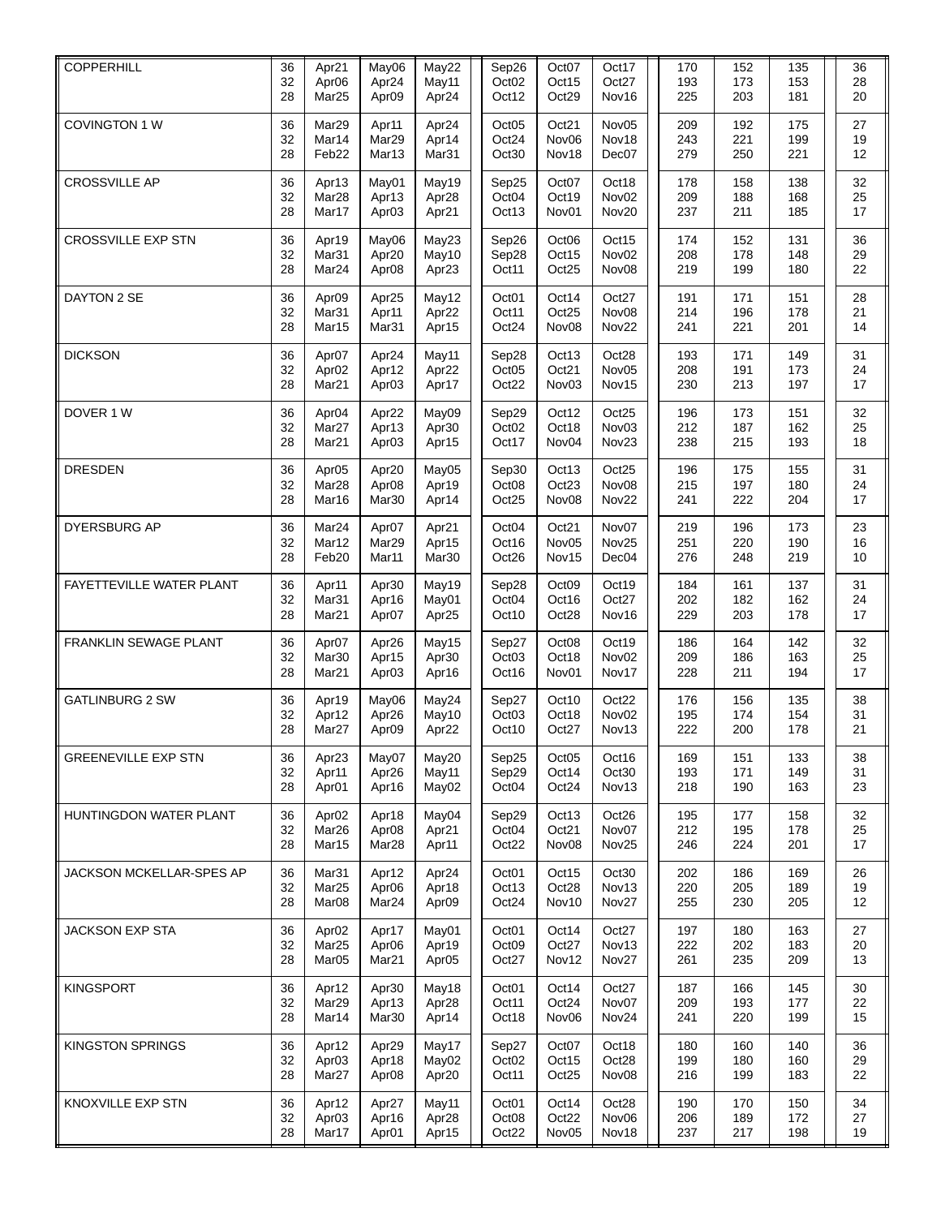| | | | | | | | | | | | |
|---|---|---|---|---|---|---|---|---|---|---|---|
| COPPERHILL | 36<br>32<br>28 | Apr21<br>Apr06<br>Mar25 | May06<br>Apr24<br>Apr09 | May22<br>May11<br>Apr24 | Sep26<br>Oct02<br>Oct12 | Oct07<br>Oct15<br>Oct29 | Oct17<br>Oct27<br>Nov16 | 170<br>193<br>225 | 152<br>173<br>203 | 135<br>153<br>181 | 36<br>28<br>20 |
| COVINGTON 1 W | 36<br>32<br>28 | Mar29<br>Mar14<br>Feb22 | Apr11<br>Mar29<br>Mar13 | Apr24<br>Apr14<br>Mar31 | Oct05<br>Oct24<br>Oct30 | Oct21<br>Nov06<br>Nov18 | Nov05<br>Nov18<br>Dec07 | 209<br>243<br>279 | 192<br>221<br>250 | 175<br>199<br>221 | 27<br>19<br>12 |
| CROSSVILLE AP | 36<br>32<br>28 | Apr13<br>Mar28<br>Mar17 | May01<br>Apr13<br>Apr03 | May19<br>Apr28<br>Apr21 | Sep25<br>Oct04<br>Oct13 | Oct07<br>Oct19<br>Nov01 | Oct18<br>Nov02<br>Nov20 | 178<br>209<br>237 | 158<br>188<br>211 | 138<br>168<br>185 | 32<br>25<br>17 |
| CROSSVILLE EXP STN | 36<br>32<br>28 | Apr19<br>Mar31<br>Mar24 | May06<br>Apr20<br>Apr08 | May23<br>May10<br>Apr23 | Sep26<br>Sep28<br>Oct11 | Oct06<br>Oct15<br>Oct25 | Oct15<br>Nov02<br>Nov08 | 174<br>208<br>219 | 152<br>178<br>199 | 131<br>148<br>180 | 36<br>29<br>22 |
| DAYTON 2 SE | 36<br>32<br>28 | Apr09<br>Mar31<br>Mar15 | Apr25<br>Apr11<br>Mar31 | May12<br>Apr22<br>Apr15 | Oct01<br>Oct11<br>Oct24 | Oct14<br>Oct25<br>Nov08 | Oct27<br>Nov08<br>Nov22 | 191<br>214<br>241 | 171<br>196<br>221 | 151<br>178<br>201 | 28<br>21<br>14 |
| DICKSON | 36<br>32<br>28 | Apr07<br>Apr02<br>Mar21 | Apr24<br>Apr12<br>Apr03 | May11<br>Apr22<br>Apr17 | Sep28<br>Oct05<br>Oct22 | Oct13<br>Oct21<br>Nov03 | Oct28<br>Nov05<br>Nov15 | 193<br>208<br>230 | 171<br>191<br>213 | 149<br>173<br>197 | 31<br>24<br>17 |
| DOVER 1 W | 36<br>32<br>28 | Apr04<br>Mar27<br>Mar21 | Apr22<br>Apr13<br>Apr03 | May09<br>Apr30<br>Apr15 | Sep29<br>Oct02<br>Oct17 | Oct12<br>Oct18<br>Nov04 | Oct25<br>Nov03<br>Nov23 | 196<br>212<br>238 | 173<br>187<br>215 | 151<br>162<br>193 | 32<br>25<br>18 |
| DRESDEN | 36<br>32<br>28 | Apr05<br>Mar28<br>Mar16 | Apr20<br>Apr08<br>Mar30 | May05<br>Apr19<br>Apr14 | Sep30<br>Oct08<br>Oct25 | Oct13<br>Oct23<br>Nov08 | Oct25<br>Nov08<br>Nov22 | 196<br>215<br>241 | 175<br>197<br>222 | 155<br>180<br>204 | 31<br>24<br>17 |
| DYERSBURG AP | 36<br>32<br>28 | Mar24<br>Mar12<br>Feb20 | Apr07<br>Mar29<br>Mar11 | Apr21<br>Apr15<br>Mar30 | Oct04<br>Oct16<br>Oct26 | Oct21<br>Nov05<br>Nov15 | Nov07<br>Nov25<br>Dec04 | 219<br>251<br>276 | 196<br>220<br>248 | 173<br>190<br>219 | 23<br>16<br>10 |
| FAYETTEVILLE WATER PLANT | 36<br>32<br>28 | Apr11<br>Mar31<br>Mar21 | Apr30<br>Apr16<br>Apr07 | May19<br>May01<br>Apr25 | Sep28<br>Oct04<br>Oct10 | Oct09<br>Oct16<br>Oct28 | Oct19<br>Oct27<br>Nov16 | 184<br>202<br>229 | 161<br>182<br>203 | 137<br>162<br>178 | 31<br>24<br>17 |
| FRANKLIN SEWAGE PLANT | 36<br>32<br>28 | Apr07<br>Mar30<br>Mar21 | Apr26<br>Apr15<br>Apr03 | May15<br>Apr30<br>Apr16 | Sep27<br>Oct03<br>Oct16 | Oct08<br>Oct18<br>Nov01 | Oct19<br>Nov02<br>Nov17 | 186<br>209<br>228 | 164<br>186<br>211 | 142<br>163<br>194 | 32<br>25<br>17 |
| GATLINBURG 2 SW | 36<br>32<br>28 | Apr19<br>Apr12<br>Mar27 | May06<br>Apr26<br>Apr09 | May24<br>May10<br>Apr22 | Sep27<br>Oct03<br>Oct10 | Oct10<br>Oct18<br>Oct27 | Oct22<br>Nov02<br>Nov13 | 176<br>195<br>222 | 156<br>174<br>200 | 135<br>154<br>178 | 38<br>31<br>21 |
| GREENEVILLE EXP STN | 36<br>32<br>28 | Apr23<br>Apr11<br>Apr01 | May07<br>Apr26<br>Apr16 | May20<br>May11<br>May02 | Sep25<br>Sep29<br>Oct04 | Oct05<br>Oct14<br>Oct24 | Oct16<br>Oct30<br>Nov13 | 169<br>193<br>218 | 151<br>171<br>190 | 133<br>149<br>163 | 38<br>31<br>23 |
| HUNTINGDON WATER PLANT | 36<br>32<br>28 | Apr02<br>Mar26<br>Mar15 | Apr18<br>Apr08<br>Mar28 | May04<br>Apr21<br>Apr11 | Sep29<br>Oct04<br>Oct22 | Oct13<br>Oct21<br>Nov08 | Oct26<br>Nov07<br>Nov25 | 195<br>212<br>246 | 177<br>195<br>224 | 158<br>178<br>201 | 32<br>25<br>17 |
| JACKSON MCKELLAR-SPES AP | 36<br>32<br>28 | Mar31<br>Mar25<br>Mar08 | Apr12<br>Apr06<br>Mar24 | Apr24<br>Apr18<br>Apr09 | Oct01<br>Oct13<br>Oct24 | Oct15<br>Oct28<br>Nov10 | Oct30<br>Nov13<br>Nov27 | 202<br>220<br>255 | 186<br>205<br>230 | 169<br>189<br>205 | 26<br>19<br>12 |
| JACKSON EXP STA | 36<br>32<br>28 | Apr02<br>Mar25<br>Mar05 | Apr17<br>Apr06<br>Mar21 | May01<br>Apr19<br>Apr05 | Oct01<br>Oct09<br>Oct27 | Oct14<br>Oct27<br>Nov12 | Oct27<br>Nov13<br>Nov27 | 197<br>222<br>261 | 180<br>202<br>235 | 163<br>183<br>209 | 27<br>20<br>13 |
| KINGSPORT | 36<br>32<br>28 | Apr12<br>Mar29<br>Mar14 | Apr30<br>Apr13<br>Mar30 | May18<br>Apr28<br>Apr14 | Oct01<br>Oct11<br>Oct18 | Oct14<br>Oct24<br>Nov06 | Oct27<br>Nov07<br>Nov24 | 187<br>209<br>241 | 166<br>193<br>220 | 145<br>177<br>199 | 30<br>22<br>15 |
| KINGSTON SPRINGS | 36<br>32<br>28 | Apr12<br>Apr03<br>Mar27 | Apr29<br>Apr18<br>Apr08 | May17<br>May02<br>Apr20 | Sep27<br>Oct02<br>Oct11 | Oct07<br>Oct15<br>Oct25 | Oct18<br>Oct28<br>Nov08 | 180<br>199<br>216 | 160<br>180<br>199 | 140<br>160<br>183 | 36<br>29<br>22 |
| KNOXVILLE EXP STN | 36<br>32<br>28 | Apr12<br>Apr03<br>Mar17 | Apr27<br>Apr16<br>Apr01 | May11<br>Apr28<br>Apr15 | Oct01<br>Oct08<br>Oct22 | Oct14<br>Oct22<br>Nov05 | Oct28<br>Nov06<br>Nov18 | 190<br>206<br>237 | 170<br>189<br>217 | 150<br>172<br>198 | 34<br>27<br>19 |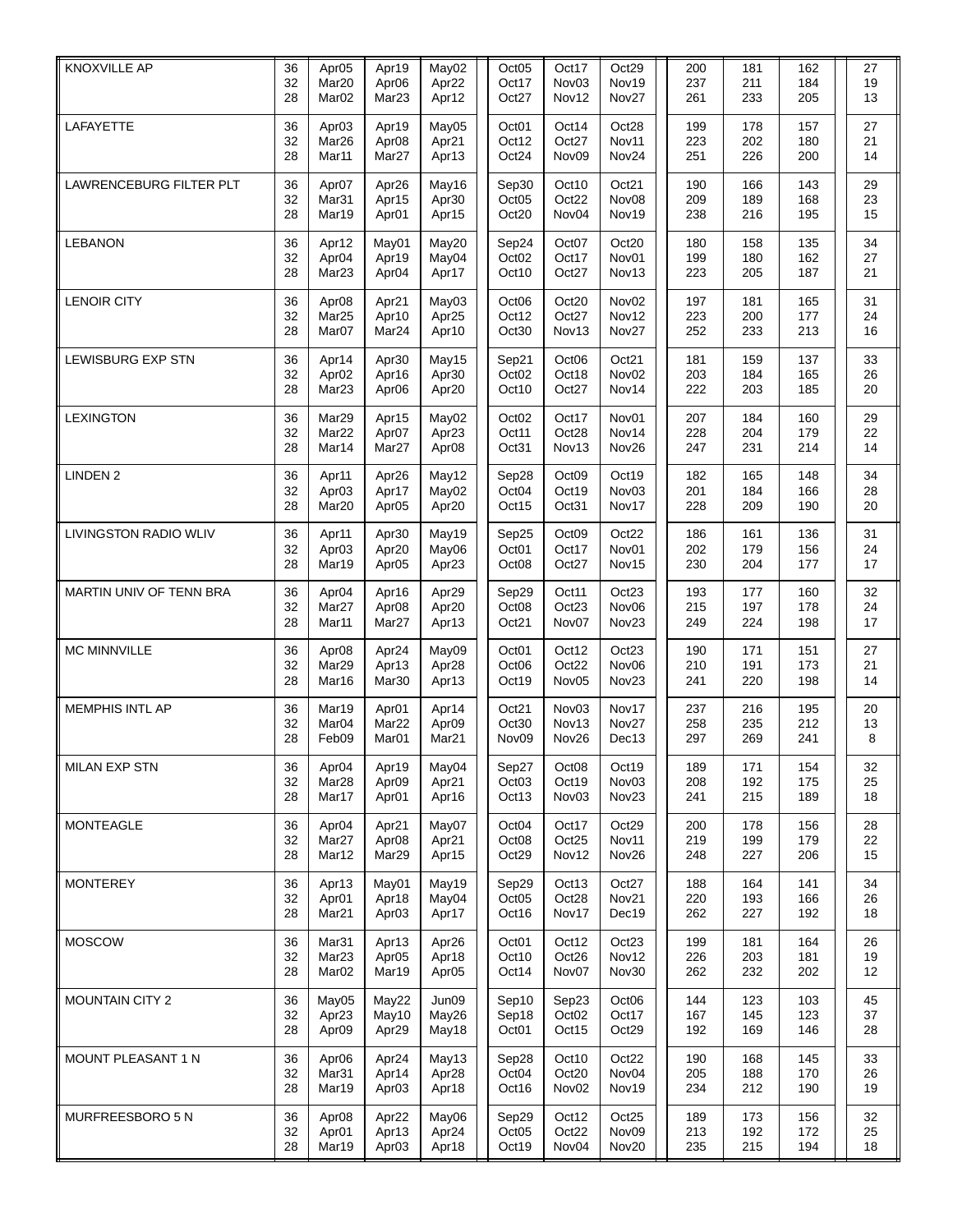| | | | | | | | | | | | |
|---|---|---|---|---|---|---|---|---|---|---|---|
| KNOXVILLE AP | 36<br>32<br>28 | Apr05<br>Mar20<br>Mar02 | Apr19<br>Apr06<br>Mar23 | May02<br>Apr22<br>Apr12 | Oct05<br>Oct17<br>Oct27 | Oct17<br>Nov03<br>Nov12 | Oct29<br>Nov19<br>Nov27 | 200<br>237<br>261 | 181<br>211<br>233 | 162<br>184<br>205 | 27<br>19<br>13 |
| LAFAYETTE | 36<br>32<br>28 | Apr03<br>Mar26<br>Mar11 | Apr19<br>Apr08<br>Mar27 | May05<br>Apr21<br>Apr13 | Oct01<br>Oct12<br>Oct24 | Oct14<br>Oct27<br>Nov09 | Oct28<br>Nov11<br>Nov24 | 199<br>223<br>251 | 178<br>202<br>226 | 157<br>180<br>200 | 27<br>21<br>14 |
| LAWRENCEBURG FILTER PLT | 36<br>32<br>28 | Apr07<br>Mar31<br>Mar19 | Apr26<br>Apr15<br>Apr01 | May16<br>Apr30<br>Apr15 | Sep30<br>Oct05<br>Oct20 | Oct10<br>Oct22<br>Nov04 | Oct21<br>Nov08<br>Nov19 | 190<br>209<br>238 | 166<br>189<br>216 | 143<br>168<br>195 | 29<br>23<br>15 |
| LEBANON | 36<br>32<br>28 | Apr12<br>Apr04<br>Mar23 | May01<br>Apr19<br>Apr04 | May20<br>May04<br>Apr17 | Sep24<br>Oct02<br>Oct10 | Oct07<br>Oct17<br>Oct27 | Oct20<br>Nov01<br>Nov13 | 180<br>199<br>223 | 158<br>180<br>205 | 135<br>162<br>187 | 34<br>27<br>21 |
| LENOIR CITY | 36<br>32<br>28 | Apr08<br>Mar25<br>Mar07 | Apr21<br>Apr10<br>Mar24 | May03<br>Apr25<br>Apr10 | Oct06<br>Oct12<br>Oct30 | Oct20<br>Oct27<br>Nov13 | Nov02<br>Nov12<br>Nov27 | 197<br>223<br>252 | 181<br>200<br>233 | 165<br>177<br>213 | 31<br>24<br>16 |
| LEWISBURG EXP STN | 36<br>32<br>28 | Apr14<br>Apr02<br>Mar23 | Apr30<br>Apr16<br>Apr06 | May15<br>Apr30<br>Apr20 | Sep21<br>Oct02<br>Oct10 | Oct06<br>Oct18<br>Oct27 | Oct21<br>Nov02<br>Nov14 | 181<br>203<br>222 | 159<br>184<br>203 | 137<br>165<br>185 | 33<br>26<br>20 |
| LEXINGTON | 36<br>32<br>28 | Mar29<br>Mar22<br>Mar14 | Apr15<br>Apr07<br>Mar27 | May02<br>Apr23<br>Apr08 | Oct02<br>Oct11<br>Oct31 | Oct17<br>Oct28<br>Nov13 | Nov01<br>Nov14<br>Nov26 | 207<br>228<br>247 | 184<br>204<br>231 | 160<br>179<br>214 | 29<br>22<br>14 |
| LINDEN 2 | 36<br>32<br>28 | Apr11<br>Apr03<br>Mar20 | Apr26<br>Apr17<br>Apr05 | May12<br>May02<br>Apr20 | Sep28<br>Oct04<br>Oct15 | Oct09<br>Oct19<br>Oct31 | Oct19<br>Nov03<br>Nov17 | 182<br>201<br>228 | 165<br>184<br>209 | 148<br>166<br>190 | 34<br>28<br>20 |
| LIVINGSTON RADIO WLIV | 36<br>32<br>28 | Apr11<br>Apr03<br>Mar19 | Apr30<br>Apr20<br>Apr05 | May19<br>May06<br>Apr23 | Sep25<br>Oct01<br>Oct08 | Oct09<br>Oct17<br>Oct27 | Oct22<br>Nov01<br>Nov15 | 186<br>202<br>230 | 161<br>179<br>204 | 136<br>156<br>177 | 31<br>24<br>17 |
| MARTIN UNIV OF TENN BRA | 36<br>32<br>28 | Apr04<br>Mar27<br>Mar11 | Apr16<br>Apr08<br>Mar27 | Apr29<br>Apr20<br>Apr13 | Sep29<br>Oct08<br>Oct21 | Oct11<br>Oct23<br>Nov07 | Oct23<br>Nov06<br>Nov23 | 193<br>215<br>249 | 177<br>197<br>224 | 160<br>178<br>198 | 32<br>24<br>17 |
| MC MINNVILLE | 36<br>32<br>28 | Apr08<br>Mar29<br>Mar16 | Apr24<br>Apr13<br>Mar30 | May09<br>Apr28<br>Apr13 | Oct01<br>Oct06<br>Oct19 | Oct12<br>Oct22<br>Nov05 | Oct23<br>Nov06<br>Nov23 | 190<br>210<br>241 | 171<br>191<br>220 | 151<br>173<br>198 | 27<br>21<br>14 |
| MEMPHIS INTL AP | 36<br>32<br>28 | Mar19<br>Mar04<br>Feb09 | Apr01<br>Mar22<br>Mar01 | Apr14<br>Apr09<br>Mar21 | Oct21<br>Oct30<br>Nov09 | Nov03<br>Nov13<br>Nov26 | Nov17<br>Nov27<br>Dec13 | 237<br>258<br>297 | 216<br>235<br>269 | 195<br>212<br>241 | 20<br>13<br>8 |
| MILAN EXP STN | 36<br>32<br>28 | Apr04<br>Mar28<br>Mar17 | Apr19<br>Apr09<br>Apr01 | May04<br>Apr21<br>Apr16 | Sep27<br>Oct03<br>Oct13 | Oct08<br>Oct19<br>Nov03 | Oct19<br>Nov03<br>Nov23 | 189<br>208<br>241 | 171<br>192<br>215 | 154<br>175<br>189 | 32<br>25<br>18 |
| MONTEAGLE | 36<br>32<br>28 | Apr04<br>Mar27<br>Mar12 | Apr21<br>Apr08<br>Mar29 | May07<br>Apr21<br>Apr15 | Oct04<br>Oct08<br>Oct29 | Oct17<br>Oct25<br>Nov12 | Oct29<br>Nov11<br>Nov26 | 200<br>219<br>248 | 178<br>199<br>227 | 156<br>179<br>206 | 28<br>22<br>15 |
| MONTEREY | 36<br>32<br>28 | Apr13<br>Apr01<br>Mar21 | May01<br>Apr18<br>Apr03 | May19<br>May04<br>Apr17 | Sep29<br>Oct05<br>Oct16 | Oct13<br>Oct28<br>Nov17 | Oct27<br>Nov21<br>Dec19 | 188<br>220<br>262 | 164<br>193<br>227 | 141<br>166<br>192 | 34<br>26<br>18 |
| MOSCOW | 36<br>32<br>28 | Mar31<br>Mar23<br>Mar02 | Apr13<br>Apr05<br>Mar19 | Apr26<br>Apr18<br>Apr05 | Oct01<br>Oct10<br>Oct14 | Oct12<br>Oct26<br>Nov07 | Oct23<br>Nov12<br>Nov30 | 199<br>226<br>262 | 181<br>203<br>232 | 164<br>181<br>202 | 26<br>19<br>12 |
| MOUNTAIN CITY 2 | 36<br>32<br>28 | May05<br>Apr23<br>Apr09 | May22<br>May10<br>Apr29 | Jun09<br>May26<br>May18 | Sep10<br>Sep18<br>Oct01 | Sep23<br>Oct02<br>Oct15 | Oct06<br>Oct17<br>Oct29 | 144<br>167<br>192 | 123<br>145<br>169 | 103<br>123<br>146 | 45<br>37<br>28 |
| MOUNT PLEASANT 1 N | 36<br>32<br>28 | Apr06<br>Mar31<br>Mar19 | Apr24<br>Apr14<br>Apr03 | May13<br>Apr28<br>Apr18 | Sep28<br>Oct04<br>Oct16 | Oct10<br>Oct20<br>Nov02 | Oct22<br>Nov04<br>Nov19 | 190<br>205<br>234 | 168<br>188<br>212 | 145<br>170<br>190 | 33<br>26<br>19 |
| MURFREESBORO 5 N | 36<br>32<br>28 | Apr08<br>Apr01<br>Mar19 | Apr22<br>Apr13<br>Apr03 | May06<br>Apr24<br>Apr18 | Sep29<br>Oct05<br>Oct19 | Oct12<br>Oct22<br>Nov04 | Oct25<br>Nov09<br>Nov20 | 189<br>213<br>235 | 173<br>192<br>215 | 156<br>172<br>194 | 32<br>25<br>18 |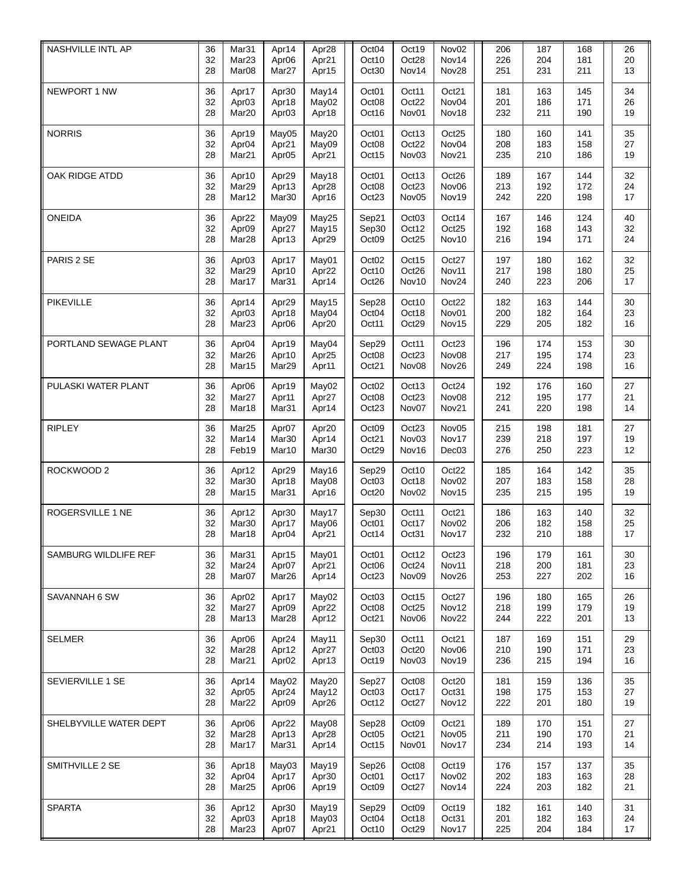| | | | | | | | | | | | |
|---|---|---|---|---|---|---|---|---|---|---|---|
| NASHVILLE INTL AP | 36 | Mar31 | Apr14 | Apr28 | Oct04 | Oct19 | Nov02 | 206 | 187 | 168 | 26 |
| | 32 | Mar23 | Apr06 | Apr21 | Oct10 | Oct28 | Nov14 | 226 | 204 | 181 | 20 |
| | 28 | Mar08 | Mar27 | Apr15 | Oct30 | Nov14 | Nov28 | 251 | 231 | 211 | 13 |
| NEWPORT 1 NW | 36 | Apr17 | Apr30 | May14 | Oct01 | Oct11 | Oct21 | 181 | 163 | 145 | 34 |
| | 32 | Apr03 | Apr18 | May02 | Oct08 | Oct22 | Nov04 | 201 | 186 | 171 | 26 |
| | 28 | Mar20 | Apr03 | Apr18 | Oct16 | Nov01 | Nov18 | 232 | 211 | 190 | 19 |
| NORRIS | 36 | Apr19 | May05 | May20 | Oct01 | Oct13 | Oct25 | 180 | 160 | 141 | 35 |
| | 32 | Apr04 | Apr21 | May09 | Oct08 | Oct22 | Nov04 | 208 | 183 | 158 | 27 |
| | 28 | Mar21 | Apr05 | Apr21 | Oct15 | Nov03 | Nov21 | 235 | 210 | 186 | 19 |
| OAK RIDGE ATDD | 36 | Apr10 | Apr29 | May18 | Oct01 | Oct13 | Oct26 | 189 | 167 | 144 | 32 |
| | 32 | Mar29 | Apr13 | Apr28 | Oct08 | Oct23 | Nov06 | 213 | 192 | 172 | 24 |
| | 28 | Mar12 | Mar30 | Apr16 | Oct23 | Nov05 | Nov19 | 242 | 220 | 198 | 17 |
| ONEIDA | 36 | Apr22 | May09 | May25 | Sep21 | Oct03 | Oct14 | 167 | 146 | 124 | 40 |
| | 32 | Apr09 | Apr27 | May15 | Sep30 | Oct12 | Oct25 | 192 | 168 | 143 | 32 |
| | 28 | Mar28 | Apr13 | Apr29 | Oct09 | Oct25 | Nov10 | 216 | 194 | 171 | 24 |
| PARIS 2 SE | 36 | Apr03 | Apr17 | May01 | Oct02 | Oct15 | Oct27 | 197 | 180 | 162 | 32 |
| | 32 | Mar29 | Apr10 | Apr22 | Oct10 | Oct26 | Nov11 | 217 | 198 | 180 | 25 |
| | 28 | Mar17 | Mar31 | Apr14 | Oct26 | Nov10 | Nov24 | 240 | 223 | 206 | 17 |
| PIKEVILLE | 36 | Apr14 | Apr29 | May15 | Sep28 | Oct10 | Oct22 | 182 | 163 | 144 | 30 |
| | 32 | Apr03 | Apr18 | May04 | Oct04 | Oct18 | Nov01 | 200 | 182 | 164 | 23 |
| | 28 | Mar23 | Apr06 | Apr20 | Oct11 | Oct29 | Nov15 | 229 | 205 | 182 | 16 |
| PORTLAND SEWAGE PLANT | 36 | Apr04 | Apr19 | May04 | Sep29 | Oct11 | Oct23 | 196 | 174 | 153 | 30 |
| | 32 | Mar26 | Apr10 | Apr25 | Oct08 | Oct23 | Nov08 | 217 | 195 | 174 | 23 |
| | 28 | Mar15 | Mar29 | Apr11 | Oct21 | Nov08 | Nov26 | 249 | 224 | 198 | 16 |
| PULASKI WATER PLANT | 36 | Apr06 | Apr19 | May02 | Oct02 | Oct13 | Oct24 | 192 | 176 | 160 | 27 |
| | 32 | Mar27 | Apr11 | Apr27 | Oct08 | Oct23 | Nov08 | 212 | 195 | 177 | 21 |
| | 28 | Mar18 | Mar31 | Apr14 | Oct23 | Nov07 | Nov21 | 241 | 220 | 198 | 14 |
| RIPLEY | 36 | Mar25 | Apr07 | Apr20 | Oct09 | Oct23 | Nov05 | 215 | 198 | 181 | 27 |
| | 32 | Mar14 | Mar30 | Apr14 | Oct21 | Nov03 | Nov17 | 239 | 218 | 197 | 19 |
| | 28 | Feb19 | Mar10 | Mar30 | Oct29 | Nov16 | Dec03 | 276 | 250 | 223 | 12 |
| ROCKWOOD 2 | 36 | Apr12 | Apr29 | May16 | Sep29 | Oct10 | Oct22 | 185 | 164 | 142 | 35 |
| | 32 | Mar30 | Apr18 | May08 | Oct03 | Oct18 | Nov02 | 207 | 183 | 158 | 28 |
| | 28 | Mar15 | Mar31 | Apr16 | Oct20 | Nov02 | Nov15 | 235 | 215 | 195 | 19 |
| ROGERSVILLE 1 NE | 36 | Apr12 | Apr30 | May17 | Sep30 | Oct11 | Oct21 | 186 | 163 | 140 | 32 |
| | 32 | Mar30 | Apr17 | May06 | Oct01 | Oct17 | Nov02 | 206 | 182 | 158 | 25 |
| | 28 | Mar18 | Apr04 | Apr21 | Oct14 | Oct31 | Nov17 | 232 | 210 | 188 | 17 |
| SAMBURG WILDLIFE REF | 36 | Mar31 | Apr15 | May01 | Oct01 | Oct12 | Oct23 | 196 | 179 | 161 | 30 |
| | 32 | Mar24 | Apr07 | Apr21 | Oct06 | Oct24 | Nov11 | 218 | 200 | 181 | 23 |
| | 28 | Mar07 | Mar26 | Apr14 | Oct23 | Nov09 | Nov26 | 253 | 227 | 202 | 16 |
| SAVANNAH 6 SW | 36 | Apr02 | Apr17 | May02 | Oct03 | Oct15 | Oct27 | 196 | 180 | 165 | 26 |
| | 32 | Mar27 | Apr09 | Apr22 | Oct08 | Oct25 | Nov12 | 218 | 199 | 179 | 19 |
| | 28 | Mar13 | Mar28 | Apr12 | Oct21 | Nov06 | Nov22 | 244 | 222 | 201 | 13 |
| SELMER | 36 | Apr06 | Apr24 | May11 | Sep30 | Oct11 | Oct21 | 187 | 169 | 151 | 29 |
| | 32 | Mar28 | Apr12 | Apr27 | Oct03 | Oct20 | Nov06 | 210 | 190 | 171 | 23 |
| | 28 | Mar21 | Apr02 | Apr13 | Oct19 | Nov03 | Nov19 | 236 | 215 | 194 | 16 |
| SEVIERVILLE 1 SE | 36 | Apr14 | May02 | May20 | Sep27 | Oct08 | Oct20 | 181 | 159 | 136 | 35 |
| | 32 | Apr05 | Apr24 | May12 | Oct03 | Oct17 | Oct31 | 198 | 175 | 153 | 27 |
| | 28 | Mar22 | Apr09 | Apr26 | Oct12 | Oct27 | Nov12 | 222 | 201 | 180 | 19 |
| SHELBYVILLE WATER DEPT | 36 | Apr06 | Apr22 | May08 | Sep28 | Oct09 | Oct21 | 189 | 170 | 151 | 27 |
| | 32 | Mar28 | Apr13 | Apr28 | Oct05 | Oct21 | Nov05 | 211 | 190 | 170 | 21 |
| | 28 | Mar17 | Mar31 | Apr14 | Oct15 | Nov01 | Nov17 | 234 | 214 | 193 | 14 |
| SMITHVILLE 2 SE | 36 | Apr18 | May03 | May19 | Sep26 | Oct08 | Oct19 | 176 | 157 | 137 | 35 |
| | 32 | Apr04 | Apr17 | Apr30 | Oct01 | Oct17 | Nov02 | 202 | 183 | 163 | 28 |
| | 28 | Mar25 | Apr06 | Apr19 | Oct09 | Oct27 | Nov14 | 224 | 203 | 182 | 21 |
| SPARTA | 36 | Apr12 | Apr30 | May19 | Sep29 | Oct09 | Oct19 | 182 | 161 | 140 | 31 |
| | 32 | Apr03 | Apr18 | May03 | Oct04 | Oct18 | Oct31 | 201 | 182 | 163 | 24 |
| | 28 | Mar23 | Apr07 | Apr21 | Oct10 | Oct29 | Nov17 | 225 | 204 | 184 | 17 |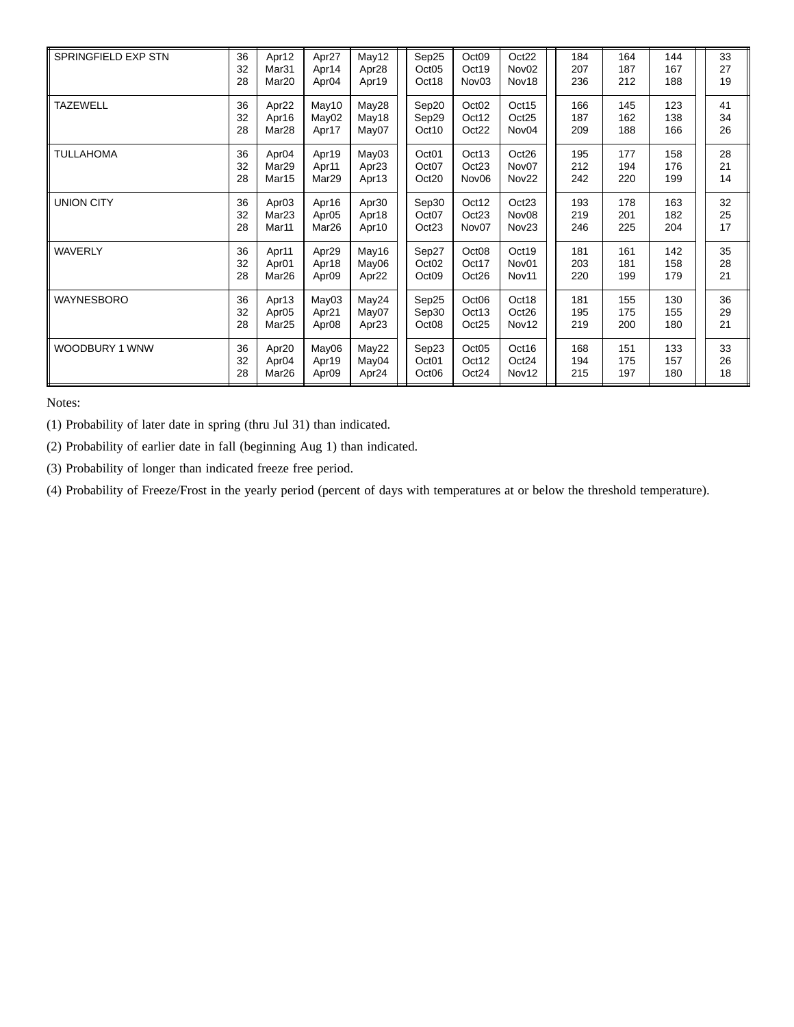| | | | | | | | | | | | |
|---|---|---|---|---|---|---|---|---|---|---|---|
| SPRINGFIELD EXP STN | 36<br>32<br>28 | Apr12<br>Mar31<br>Mar20 | Apr27<br>Apr14<br>Apr04 | May12<br>Apr28<br>Apr19 | Sep25<br>Oct05<br>Oct18 | Oct09<br>Oct19<br>Nov03 | Oct22<br>Nov02<br>Nov18 | 184<br>207<br>236 | 164<br>187<br>212 | 144<br>167<br>188 | 33<br>27<br>19 |
| TAZEWELL | 36<br>32<br>28 | Apr22<br>Apr16<br>Mar28 | May10<br>May02<br>Apr17 | May28<br>May18<br>May07 | Sep20<br>Sep29<br>Oct10 | Oct02<br>Oct12<br>Oct22 | Oct15<br>Oct25<br>Nov04 | 166<br>187<br>209 | 145<br>162<br>188 | 123<br>138<br>166 | 41<br>34<br>26 |
| TULLAHOMA | 36<br>32<br>28 | Apr04<br>Mar29<br>Mar15 | Apr19<br>Apr11<br>Mar29 | May03<br>Apr23<br>Apr13 | Oct01<br>Oct07<br>Oct20 | Oct13<br>Oct23<br>Nov06 | Oct26<br>Nov07<br>Nov22 | 195<br>212<br>242 | 177<br>194<br>220 | 158<br>176<br>199 | 28<br>21<br>14 |
| UNION CITY | 36<br>32<br>28 | Apr03<br>Mar23<br>Mar11 | Apr16<br>Apr05<br>Mar26 | Apr30<br>Apr18<br>Apr10 | Sep30<br>Oct07<br>Oct23 | Oct12<br>Oct23<br>Nov07 | Oct23<br>Nov08<br>Nov23 | 193<br>219<br>246 | 178<br>201<br>225 | 163<br>182<br>204 | 32<br>25<br>17 |
| WAVERLY | 36<br>32<br>28 | Apr11<br>Apr01<br>Mar26 | Apr29<br>Apr18<br>Apr09 | May16<br>May06<br>Apr22 | Sep27<br>Oct02<br>Oct09 | Oct08<br>Oct17<br>Oct26 | Oct19<br>Nov01<br>Nov11 | 181<br>203<br>220 | 161<br>181<br>199 | 142<br>158<br>179 | 35<br>28<br>21 |
| WAYNESBORO | 36<br>32<br>28 | Apr13<br>Apr05<br>Mar25 | May03<br>Apr21<br>Apr08 | May24<br>May07<br>Apr23 | Sep25<br>Sep30<br>Oct08 | Oct06<br>Oct13<br>Oct25 | Oct18<br>Oct26<br>Nov12 | 181<br>195<br>219 | 155<br>175<br>200 | 130<br>155<br>180 | 36<br>29<br>21 |
| WOODBURY 1 WNW | 36<br>32<br>28 | Apr20<br>Apr04<br>Mar26 | May06<br>Apr19<br>Apr09 | May22<br>May04<br>Apr24 | Sep23<br>Oct01<br>Oct06 | Oct05<br>Oct12<br>Oct24 | Oct16<br>Oct24<br>Nov12 | 168<br>194<br>215 | 151<br>175<br>197 | 133<br>157<br>180 | 33<br>26<br>18 |

Notes:

(1) Probability of later date in spring (thru Jul 31) than indicated.

(2) Probability of earlier date in fall (beginning Aug 1) than indicated.

(3) Probability of longer than indicated freeze free period.

(4) Probability of Freeze/Frost in the yearly period (percent of days with temperatures at or below the threshold temperature).